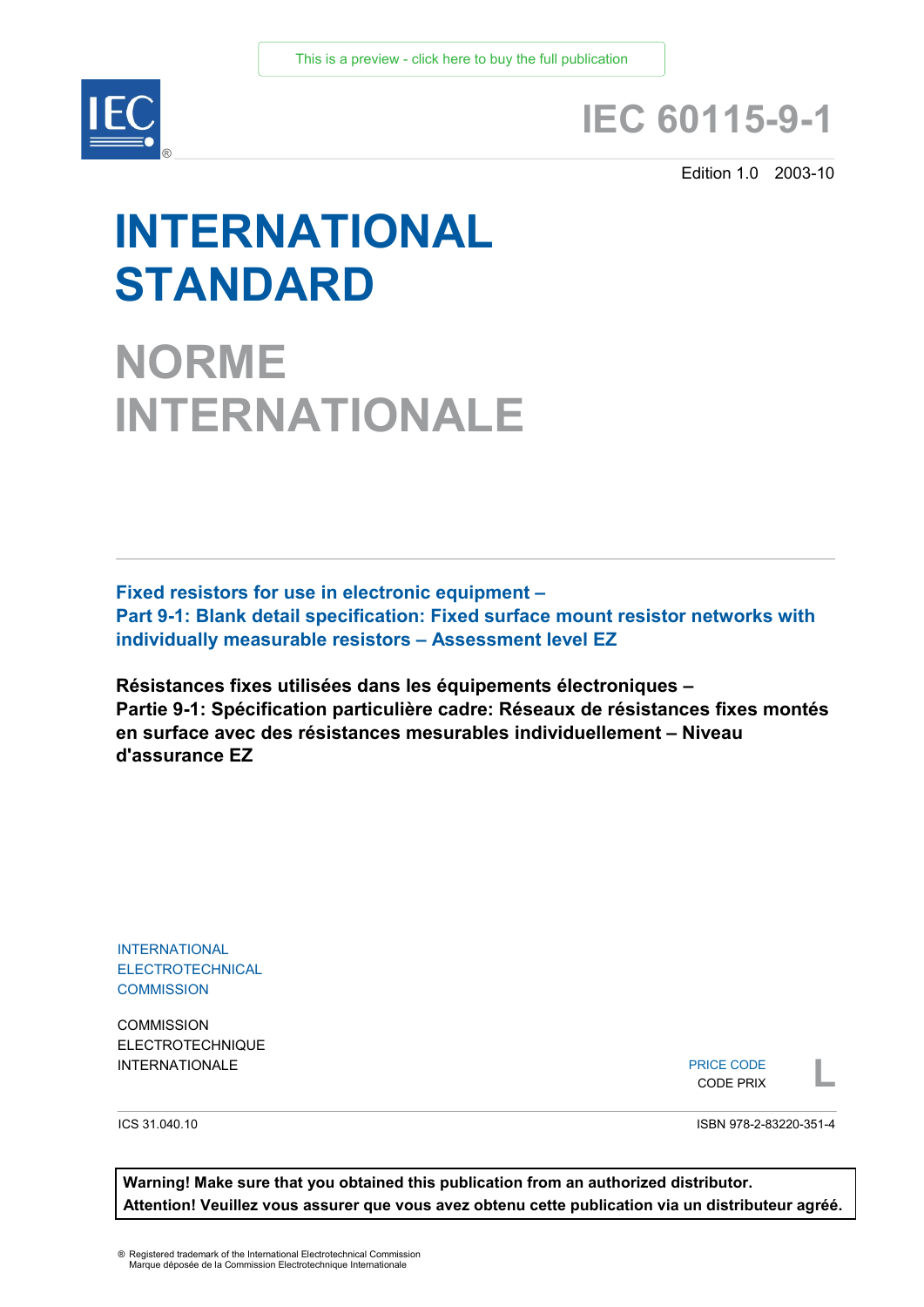This is a preview - click here to buy the full publication

# IEC 60115-9-1

Edition 1.0 2003-10

# INTERNATIONAL STANDARD

# NORME INTERNATIONALE

**Fixed resistors for use in electronic equipment –**
**Part 9-1: Blank detail specification: Fixed surface mount resistor networks with individually measurable resistors – Assessment level EZ**

**Résistances fixes utilisées dans les équipements électroniques –**
**Partie 9-1: Spécification particulière cadre: Réseaux de résistances fixes montés en surface avec des résistances mesurables individuellement – Niveau d'assurance EZ**

INTERNATIONAL
ELECTROTECHNICAL
COMMISSION

COMMISSION
ELECTROTECHNIQUE
INTERNATIONALE

PRICE CODE
CODE PRIX **L**

ICS 31.040.10

ISBN 978-2-83220-351-4

**Warning! Make sure that you obtained this publication from an authorized distributor.**
**Attention! Veuillez vous assurer que vous avez obtenu cette publication via un distributeur agréé.**

® Registered trademark of the International Electrotechnical Commission
Marque déposée de la Commission Electrotechnique Internationale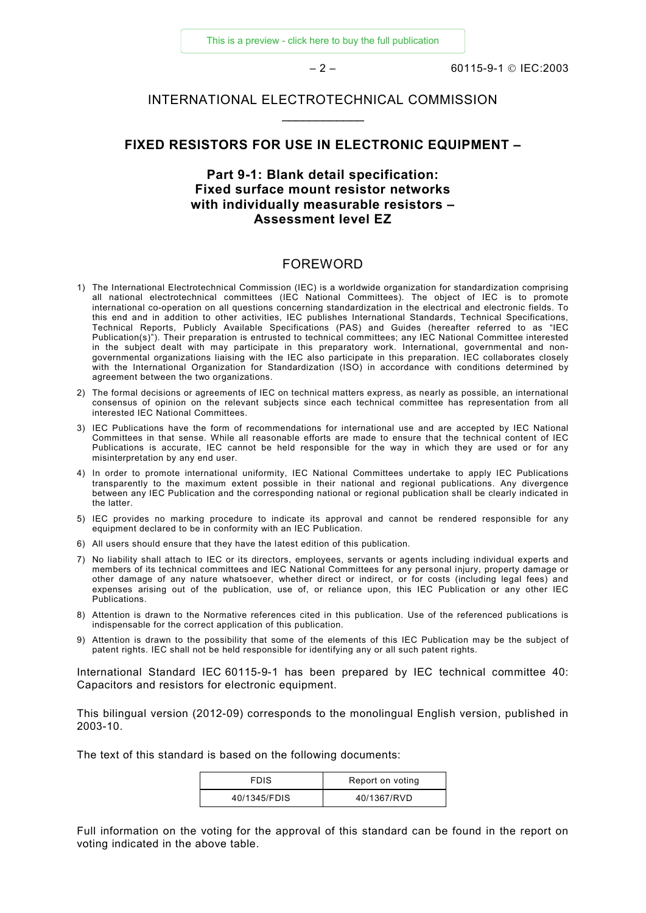INTERNATIONAL ELECTROTECHNICAL COMMISSION

___________

# FIXED RESISTORS FOR USE IN ELECTRONIC EQUIPMENT –

## Part 9-1: Blank detail specification: Fixed surface mount resistor networks with individually measurable resistors – Assessment level EZ

## FOREWORD

1) The International Electrotechnical Commission (IEC) is a worldwide organization for standardization comprising all national electrotechnical committees (IEC National Committees). The object of IEC is to promote international co-operation on all questions concerning standardization in the electrical and electronic fields. To this end and in addition to other activities, IEC publishes International Standards, Technical Specifications, Technical Reports, Publicly Available Specifications (PAS) and Guides (hereafter referred to as "IEC Publication(s)"). Their preparation is entrusted to technical committees; any IEC National Committee interested in the subject dealt with may participate in this preparatory work. International, governmental and non-governmental organizations liaising with the IEC also participate in this preparation. IEC collaborates closely with the International Organization for Standardization (ISO) in accordance with conditions determined by agreement between the two organizations.

2) The formal decisions or agreements of IEC on technical matters express, as nearly as possible, an international consensus of opinion on the relevant subjects since each technical committee has representation from all interested IEC National Committees.

3) IEC Publications have the form of recommendations for international use and are accepted by IEC National Committees in that sense. While all reasonable efforts are made to ensure that the technical content of IEC Publications is accurate, IEC cannot be held responsible for the way in which they are used or for any misinterpretation by any end user.

4) In order to promote international uniformity, IEC National Committees undertake to apply IEC Publications transparently to the maximum extent possible in their national and regional publications. Any divergence between any IEC Publication and the corresponding national or regional publication shall be clearly indicated in the latter.

5) IEC provides no marking procedure to indicate its approval and cannot be rendered responsible for any equipment declared to be in conformity with an IEC Publication.

6) All users should ensure that they have the latest edition of this publication.

7) No liability shall attach to IEC or its directors, employees, servants or agents including individual experts and members of its technical committees and IEC National Committees for any personal injury, property damage or other damage of any nature whatsoever, whether direct or indirect, or for costs (including legal fees) and expenses arising out of the publication, use of, or reliance upon, this IEC Publication or any other IEC Publications.

8) Attention is drawn to the Normative references cited in this publication. Use of the referenced publications is indispensable for the correct application of this publication.

9) Attention is drawn to the possibility that some of the elements of this IEC Publication may be the subject of patent rights. IEC shall not be held responsible for identifying any or all such patent rights.

International Standard IEC 60115-9-1 has been prepared by IEC technical committee 40: Capacitors and resistors for electronic equipment.

This bilingual version (2012-09) corresponds to the monolingual English version, published in 2003-10.

The text of this standard is based on the following documents:

| FDIS | Report on voting |
|---|---|
| 40/1345/FDIS | 40/1367/RVD |

Full information on the voting for the approval of this standard can be found in the report on voting indicated in the above table.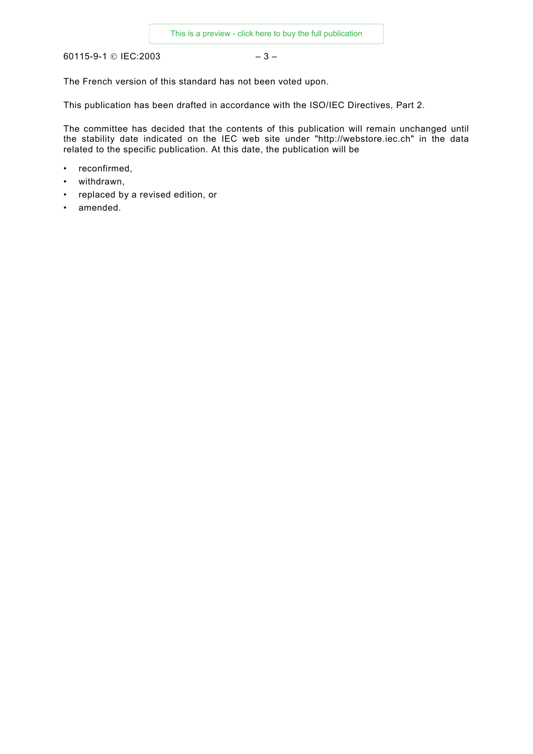The French version of this standard has not been voted upon.

This publication has been drafted in accordance with the ISO/IEC Directives, Part 2.

The committee has decided that the contents of this publication will remain unchanged until the stability date indicated on the IEC web site under "http://webstore.iec.ch" in the data related to the specific publication. At this date, the publication will be

- reconfirmed,
- withdrawn,
- replaced by a revised edition, or
- amended.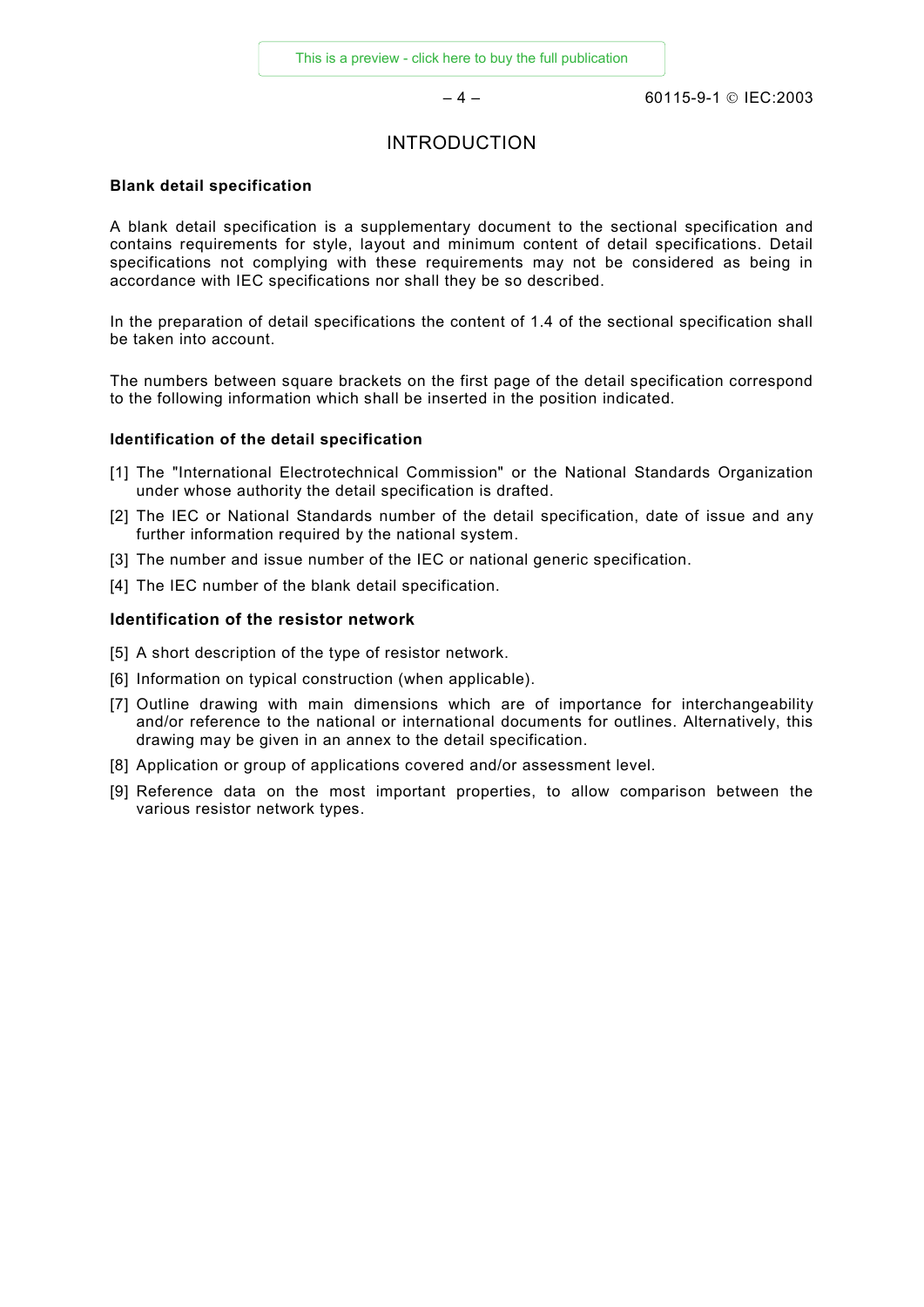# INTRODUCTION

**Blank detail specification**

A blank detail specification is a supplementary document to the sectional specification and contains requirements for style, layout and minimum content of detail specifications. Detail specifications not complying with these requirements may not be considered as being in accordance with IEC specifications nor shall they be so described.

In the preparation of detail specifications the content of 1.4 of the sectional specification shall be taken into account.

The numbers between square brackets on the first page of the detail specification correspond to the following information which shall be inserted in the position indicated.

**Identification of the detail specification**

[1] The "International Electrotechnical Commission" or the National Standards Organization under whose authority the detail specification is drafted.

[2] The IEC or National Standards number of the detail specification, date of issue and any further information required by the national system.

[3] The number and issue number of the IEC or national generic specification.

[4] The IEC number of the blank detail specification.

**Identification of the resistor network**

[5] A short description of the type of resistor network.

[6] Information on typical construction (when applicable).

[7] Outline drawing with main dimensions which are of importance for interchangeability and/or reference to the national or international documents for outlines. Alternatively, this drawing may be given in an annex to the detail specification.

[8] Application or group of applications covered and/or assessment level.

[9] Reference data on the most important properties, to allow comparison between the various resistor network types.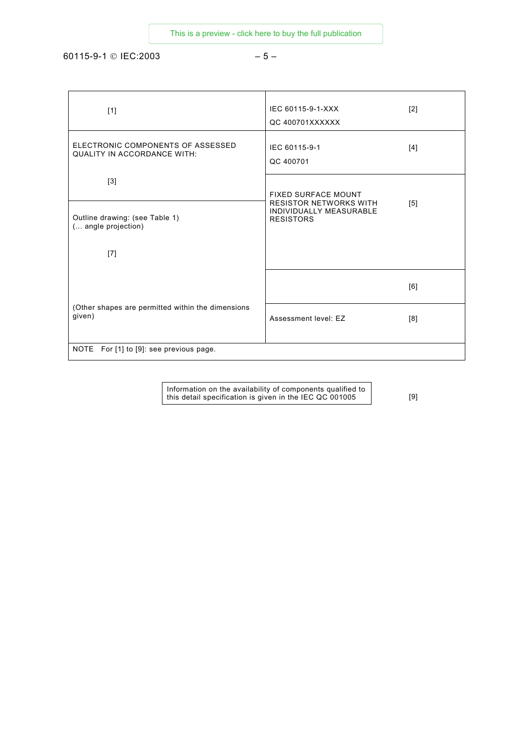| | | |
|---|---|---|
| [1] | IEC 60115-9-1-XXX<br>QC 400701XXXXXX | [2] |
| ELECTRONIC COMPONENTS OF ASSESSED QUALITY IN ACCORDANCE WITH:<br><br>[3] | IEC 60115-9-1<br>QC 400701 | [4] |
| Outline drawing: (see Table 1)<br>(… angle projection)<br><br>[7]<br><br>(Other shapes are permitted within the dimensions given) | FIXED SURFACE MOUNT RESISTOR NETWORKS WITH INDIVIDUALLY MEASURABLE RESISTORS | [5] |
| | | [6] |
| | Assessment level: EZ | [8] |
| NOTE For [1] to [9]: see previous page. | | |

| | |
|---|---|
| Information on the availability of components qualified to this detail specification is given in the IEC QC 001005 | [9] |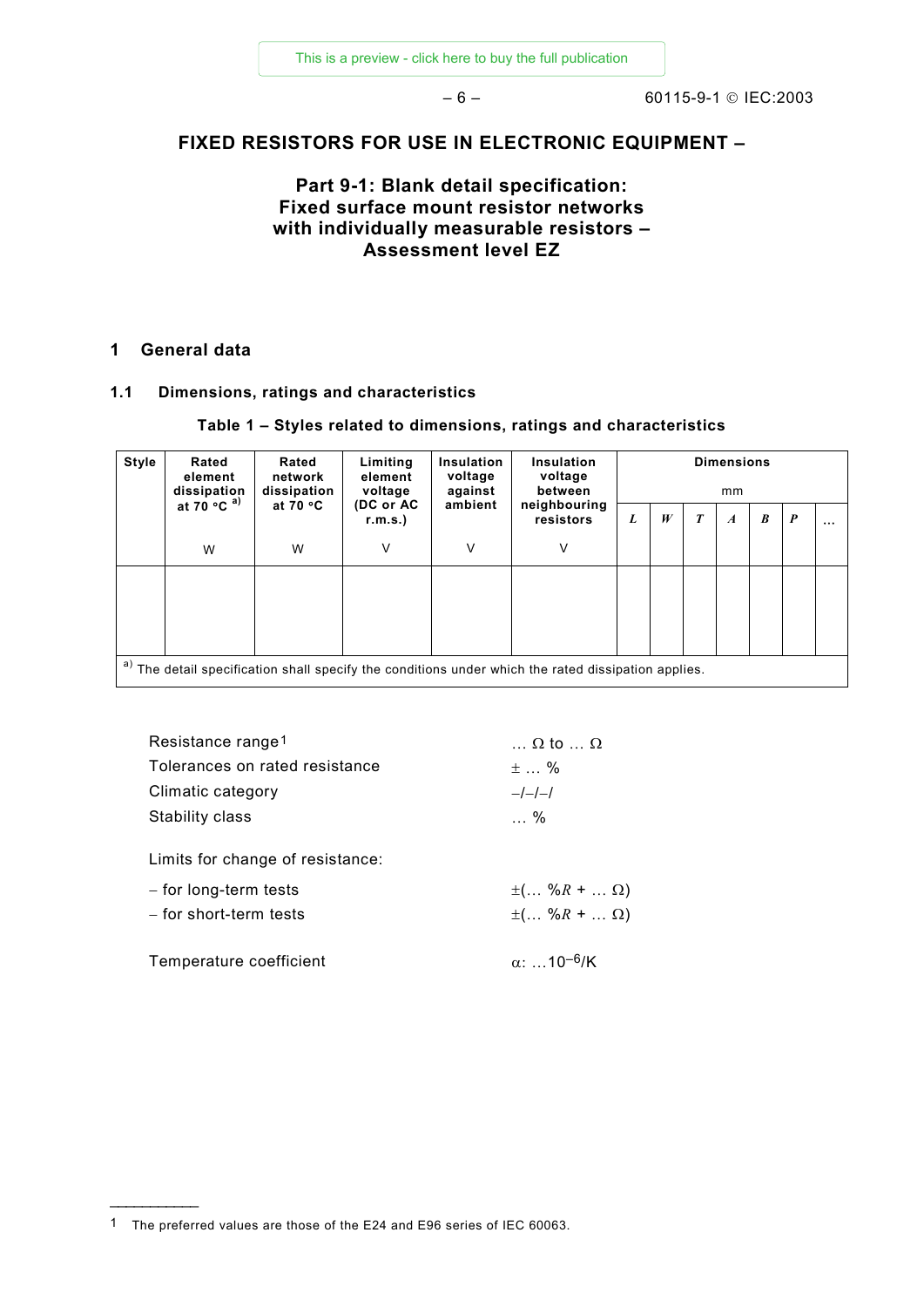# FIXED RESISTORS FOR USE IN ELECTRONIC EQUIPMENT –

## Part 9-1: Blank detail specification: Fixed surface mount resistor networks with individually measurable resistors – Assessment level EZ

## 1 General data

### 1.1 Dimensions, ratings and characteristics

**Table 1 – Styles related to dimensions, ratings and characteristics**

| Style | Rated element dissipation at 70 °C [a)] | Rated network dissipation at 70 °C | Limiting element voltage (DC or AC r.m.s.) | Insulation voltage against ambient | Insulation voltage between neighbouring resistors | Dimensions mm | | | | | | |
|---|---|---|---|---|---|---|---|---|---|---|---|---|
| | | | | | | $L$ | $W$ | $T$ | $A$ | $B$ | $P$ | ... |
| | W | W | V | V | V | | | | | | | |
| | | | | | | | | | | | | |

[a)] The detail specification shall specify the conditions under which the rated dissipation applies.

| | |
|---|---|
| Resistance range[1] | … Ω to … Ω |
| Tolerances on rated resistance | ± … % |
| Climatic category | –/–/–/ |
| Stability class | … % |

Limits for change of resistance:

| | |
|---|---|
| – for long-term tests | ±(… %$R$ + … Ω) |
| – for short-term tests | ±(… %$R$ + … Ω) |

| | |
|---|---|
| Temperature coefficient | $\alpha$: …$10^{-6}$/K |

---

[1] The preferred values are those of the E24 and E96 series of IEC 60063.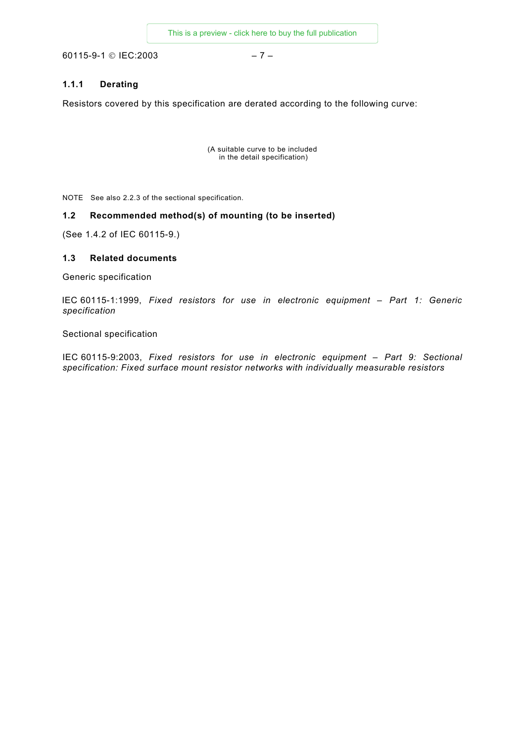### 1.1.1 Derating

Resistors covered by this specification are derated according to the following curve:

(A suitable curve to be included in the detail specification)

NOTE See also 2.2.3 of the sectional specification.

## 1.2 Recommended method(s) of mounting (to be inserted)

(See 1.4.2 of IEC 60115-9.)

## 1.3 Related documents

Generic specification

IEC 60115-1:1999, *Fixed resistors for use in electronic equipment – Part 1: Generic specification*

Sectional specification

IEC 60115-9:2003, *Fixed resistors for use in electronic equipment – Part 9: Sectional specification: Fixed surface mount resistor networks with individually measurable resistors*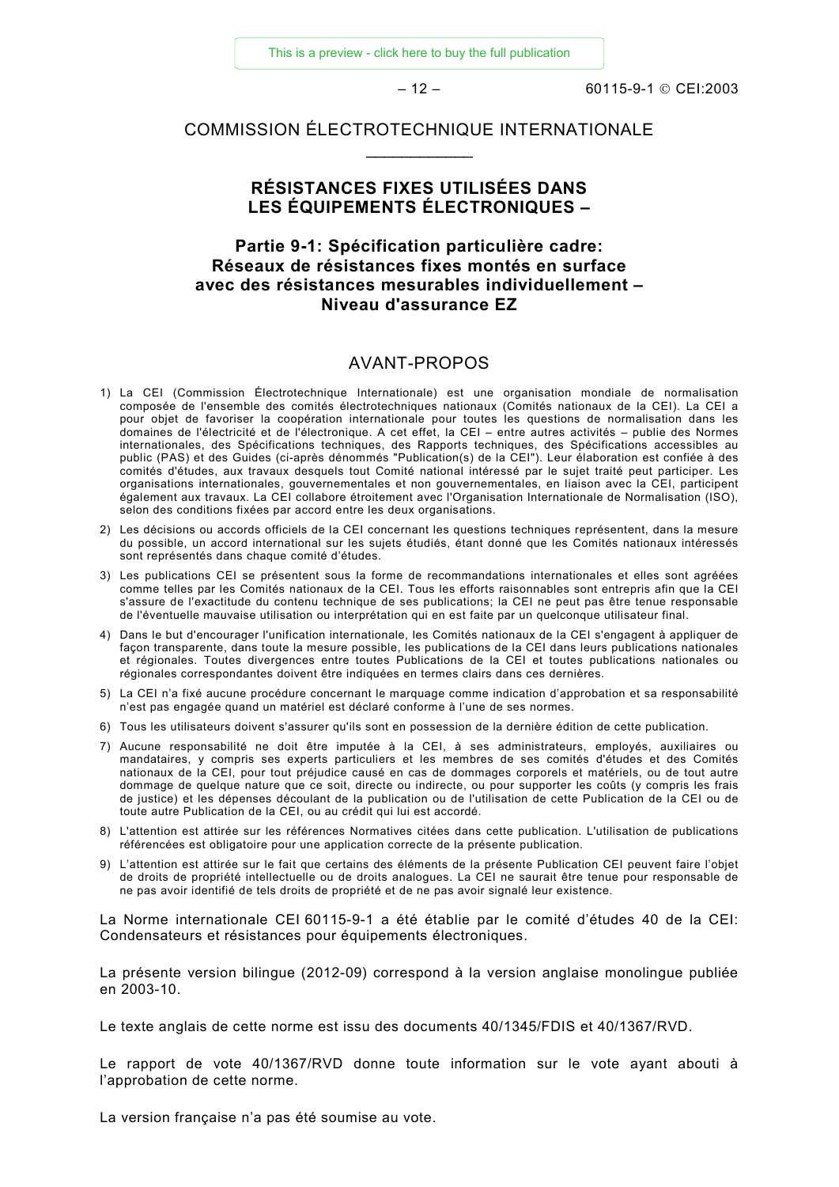# COMMISSION ÉLECTROTECHNIQUE INTERNATIONALE

___________

## RÉSISTANCES FIXES UTILISÉES DANS LES ÉQUIPEMENTS ÉLECTRONIQUES –

### Partie 9-1: Spécification particulière cadre: Réseaux de résistances fixes montés en surface avec des résistances mesurables individuellement – Niveau d'assurance EZ

## AVANT-PROPOS

1) La CEI (Commission Électrotechnique Internationale) est une organisation mondiale de normalisation composée de l'ensemble des comités électrotechniques nationaux (Comités nationaux de la CEI). La CEI a pour objet de favoriser la coopération internationale pour toutes les questions de normalisation dans les domaines de l'électricité et de l'électronique. A cet effet, la CEI – entre autres activités – publie des Normes internationales, des Spécifications techniques, des Rapports techniques, des Spécifications accessibles au public (PAS) et des Guides (ci-après dénommés "Publication(s) de la CEI"). Leur élaboration est confiée à des comités d'études, aux travaux desquels tout Comité national intéressé par le sujet traité peut participer. Les organisations internationales, gouvernementales et non gouvernementales, en liaison avec la CEI, participent également aux travaux. La CEI collabore étroitement avec l'Organisation Internationale de Normalisation (ISO), selon des conditions fixées par accord entre les deux organisations.

2) Les décisions ou accords officiels de la CEI concernant les questions techniques représentent, dans la mesure du possible, un accord international sur les sujets étudiés, étant donné que les Comités nationaux intéressés sont représentés dans chaque comité d'études.

3) Les publications CEI se présentent sous la forme de recommandations internationales et elles sont agréées comme telles par les Comités nationaux de la CEI. Tous les efforts raisonnables sont entrepris afin que la CEI s'assure de l'exactitude du contenu technique de ses publications; la CEI ne peut pas être tenue responsable de l'éventuelle mauvaise utilisation ou interprétation qui en est faite par un quelconque utilisateur final.

4) Dans le but d'encourager l'unification internationale, les Comités nationaux de la CEI s'engagent à appliquer de façon transparente, dans toute la mesure possible, les publications de la CEI dans leurs publications nationales et régionales. Toutes divergences entre toutes Publications de la CEI et toutes publications nationales ou régionales correspondantes doivent être indiquées en termes clairs dans ces dernières.

5) La CEI n'a fixé aucune procédure concernant le marquage comme indication d'approbation et sa responsabilité n'est pas engagée quand un matériel est déclaré conforme à l'une de ses normes.

6) Tous les utilisateurs doivent s'assurer qu'ils sont en possession de la dernière édition de cette publication.

7) Aucune responsabilité ne doit être imputée à la CEI, à ses administrateurs, employés, auxiliaires ou mandataires, y compris ses experts particuliers et les membres de ses comités d'études et des Comités nationaux de la CEI, pour tout préjudice causé en cas de dommages corporels et matériels, ou de tout autre dommage de quelque nature que ce soit, directe ou indirecte, ou pour supporter les coûts (y compris les frais de justice) et les dépenses découlant de la publication ou de l'utilisation de cette Publication de la CEI ou de toute autre Publication de la CEI, ou au crédit qui lui est accordé.

8) L'attention est attirée sur les références Normatives citées dans cette publication. L'utilisation de publications référencées est obligatoire pour une application correcte de la présente publication.

9) L'attention est attirée sur le fait que certains des éléments de la présente Publication CEI peuvent faire l'objet de droits de propriété intellectuelle ou de droits analogues. La CEI ne saurait être tenue pour responsable de ne pas avoir identifié de tels droits de propriété et de ne pas avoir signalé leur existence.

La Norme internationale CEI 60115-9-1 a été établie par le comité d'études 40 de la CEI: Condensateurs et résistances pour équipements électroniques.

La présente version bilingue (2012-09) correspond à la version anglaise monolingue publiée en 2003-10.

Le texte anglais de cette norme est issu des documents 40/1345/FDIS et 40/1367/RVD.

Le rapport de vote 40/1367/RVD donne toute information sur le vote ayant abouti à l'approbation de cette norme.

La version française n'a pas été soumise au vote.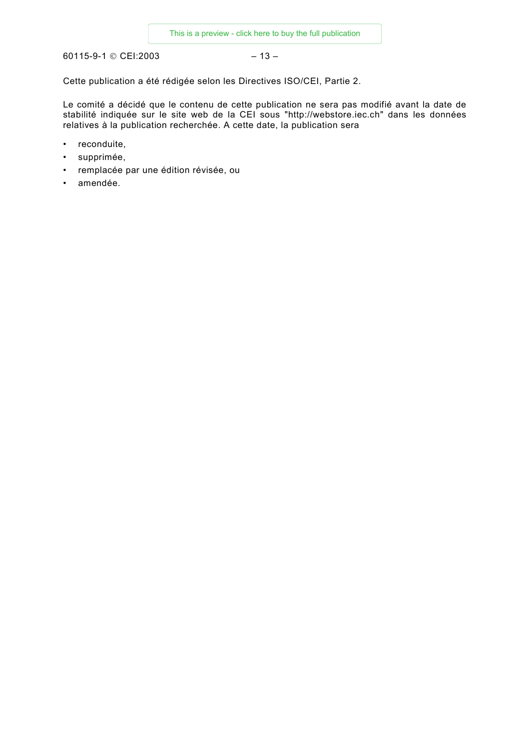Cette publication a été rédigée selon les Directives ISO/CEI, Partie 2.

Le comité a décidé que le contenu de cette publication ne sera pas modifié avant la date de stabilité indiquée sur le site web de la CEI sous "http://webstore.iec.ch" dans les données relatives à la publication recherchée. A cette date, la publication sera

- reconduite,
- supprimée,
- remplacée par une édition révisée, ou
- amendée.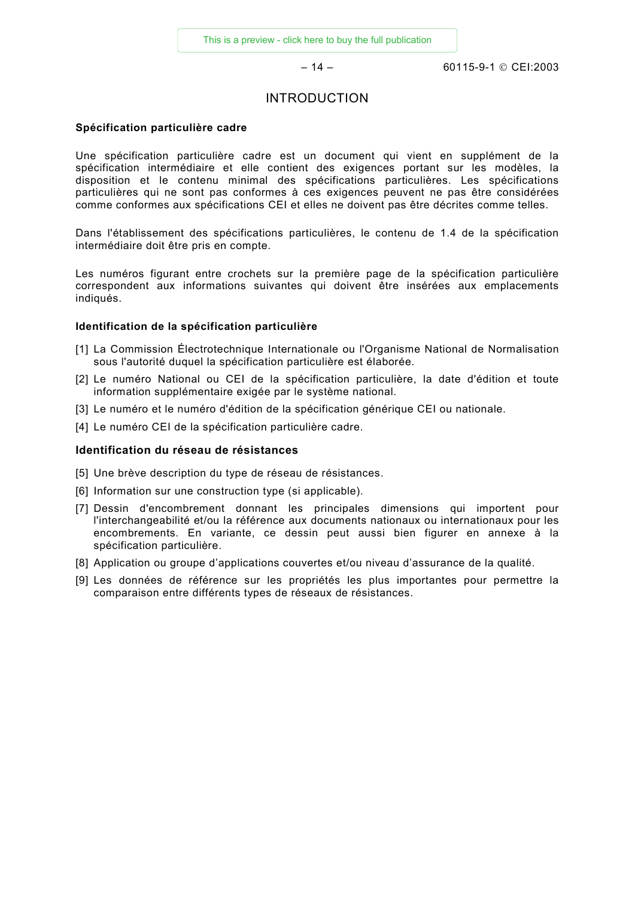# INTRODUCTION

**Spécification particulière cadre**

Une spécification particulière cadre est un document qui vient en supplément de la spécification intermédiaire et elle contient des exigences portant sur les modèles, la disposition et le contenu minimal des spécifications particulières. Les spécifications particulières qui ne sont pas conformes à ces exigences peuvent ne pas être considérées comme conformes aux spécifications CEI et elles ne doivent pas être décrites comme telles.

Dans l'établissement des spécifications particulières, le contenu de 1.4 de la spécification intermédiaire doit être pris en compte.

Les numéros figurant entre crochets sur la première page de la spécification particulière correspondent aux informations suivantes qui doivent être insérées aux emplacements indiqués.

**Identification de la spécification particulière**

[1] La Commission Électrotechnique Internationale ou l'Organisme National de Normalisation sous l'autorité duquel la spécification particulière est élaborée.

[2] Le numéro National ou CEI de la spécification particulière, la date d'édition et toute information supplémentaire exigée par le système national.

[3] Le numéro et le numéro d'édition de la spécification générique CEI ou nationale.

[4] Le numéro CEI de la spécification particulière cadre.

**Identification du réseau de résistances**

[5] Une brève description du type de réseau de résistances.

[6] Information sur une construction type (si applicable).

[7] Dessin d'encombrement donnant les principales dimensions qui importent pour l'interchangeabilité et/ou la référence aux documents nationaux ou internationaux pour les encombrements. En variante, ce dessin peut aussi bien figurer en annexe à la spécification particulière.

[8] Application ou groupe d'applications couvertes et/ou niveau d'assurance de la qualité.

[9] Les données de référence sur les propriétés les plus importantes pour permettre la comparaison entre différents types de réseaux de résistances.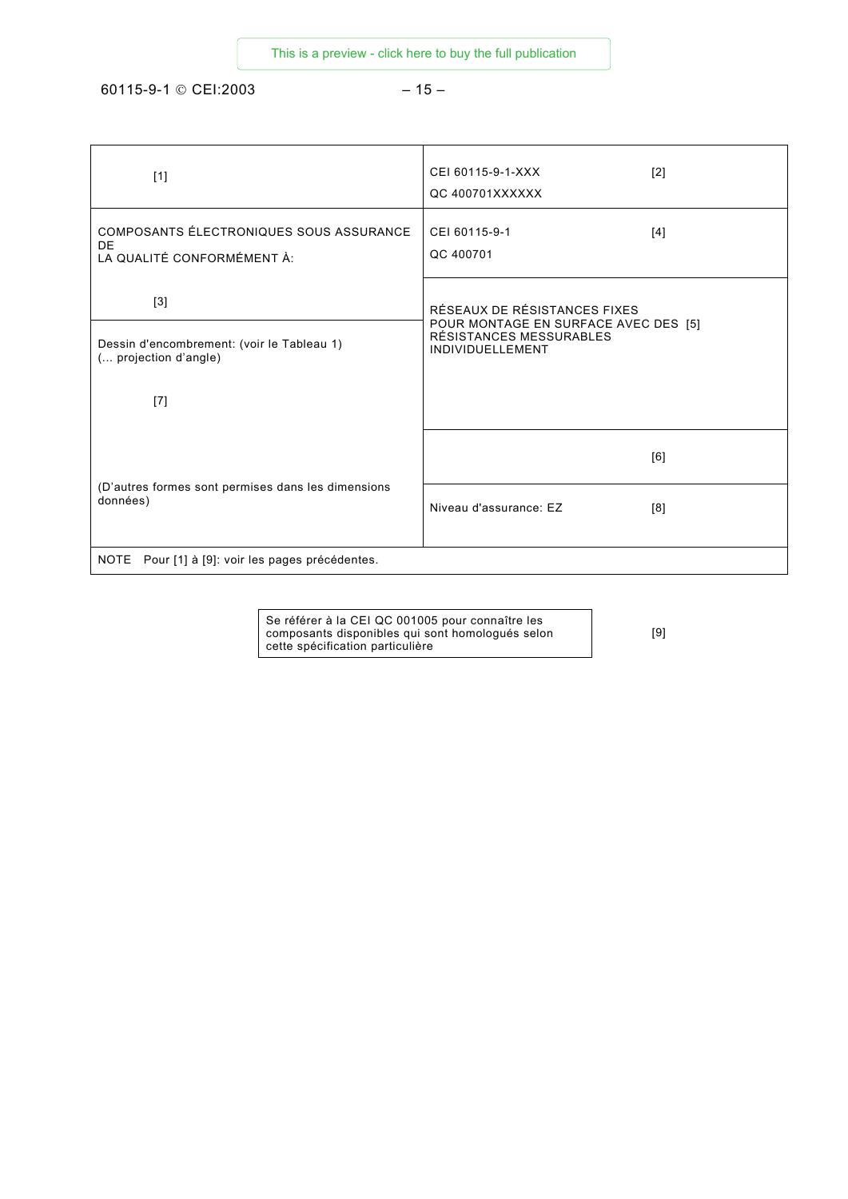| | |
|---|---|
| [1] | CEI 60115-9-1-XXX [2]<br>QC 400701XXXXXX |
| COMPOSANTS ÉLECTRONIQUES SOUS ASSURANCE DE<br>LA QUALITÉ CONFORMÉMENT À:<br><br>[3] | CEI 60115-9-1 [4]<br>QC 400701 |
| Dessin d'encombrement: (voir le Tableau 1)<br>(... projection d'angle)<br><br>[7]<br><br>(D'autres formes sont permises dans les dimensions données) | RÉSEAUX DE RÉSISTANCES FIXES POUR MONTAGE EN SURFACE AVEC DES RÉSISTANCES MESSURABLES INDIVIDUELLEMENT [5] |
| | [6] |
| | Niveau d'assurance: EZ [8] |
| NOTE Pour [1] à [9]: voir les pages précédentes. | |

| | |
|---|---|
| Se référer à la CEI QC 001005 pour connaître les composants disponibles qui sont homologués selon cette spécification particulière | [9] |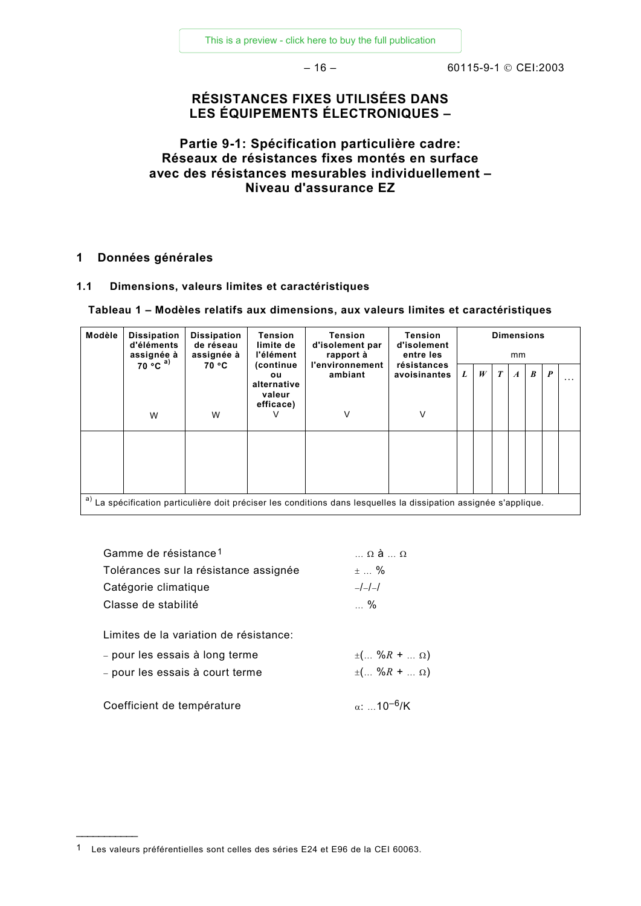# RÉSISTANCES FIXES UTILISÉES DANS LES ÉQUIPEMENTS ÉLECTRONIQUES –

## Partie 9-1: Spécification particulière cadre: Réseaux de résistances fixes montés en surface avec des résistances mesurables individuellement – Niveau d'assurance EZ

### 1 Données générales

#### 1.1 Dimensions, valeurs limites et caractéristiques

**Tableau 1 – Modèles relatifs aux dimensions, aux valeurs limites et caractéristiques**

| Modèle | Dissipation d'éléments assignée à 70 °C [a)] W | Dissipation de réseau assignée à 70 °C W | Tension limite de l'élément (continue ou alternative valeur efficace) V | Tension d'isolement par rapport à l'environnement ambiant V | Tension d'isolement entre les résistances avoisinantes V | Dimensions mm | | | | | | |
|---|---|---|---|---|---|---|---|---|---|---|---|---|
| | | | | | | *L* | *W* | *T* | *A* | *B* | *P* | … |
| | | | | | | | | | | | | |

a) La spécification particulière doit préciser les conditions dans lesquelles la dissipation assignée s'applique.

| | |
|---|---|
| Gamme de résistance[1] | … Ω à … Ω |
| Tolérances sur la résistance assignée | ± … % |
| Catégorie climatique | –/–/–/ |
| Classe de stabilité | … % |

Limites de la variation de résistance:

- pour les essais à long terme ±(… %*R* + … Ω)
- pour les essais à court terme ±(… %*R* + … Ω)

Coefficient de température $\alpha$: …$10^{-6}$/K

---

1 Les valeurs préférentielles sont celles des séries E24 et E96 de la CEI 60063.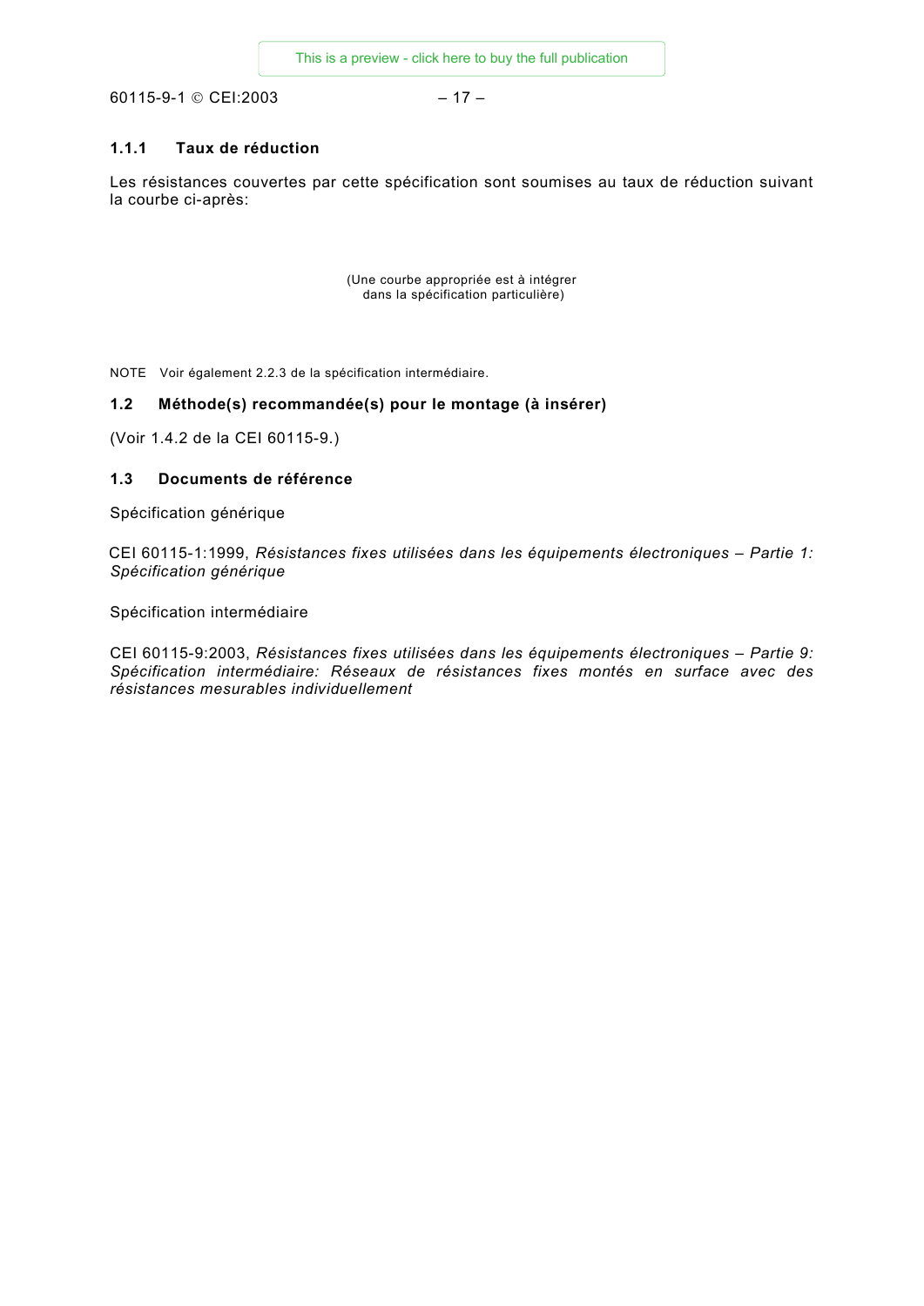### 1.1.1 Taux de réduction

Les résistances couvertes par cette spécification sont soumises au taux de réduction suivant la courbe ci-après:

(Une courbe appropriée est à intégrer dans la spécification particulière)

NOTE Voir également 2.2.3 de la spécification intermédiaire.

## 1.2 Méthode(s) recommandée(s) pour le montage (à insérer)

(Voir 1.4.2 de la CEI 60115-9.)

## 1.3 Documents de référence

Spécification générique

CEI 60115-1:1999, *Résistances fixes utilisées dans les équipements électroniques – Partie 1: Spécification générique*

Spécification intermédiaire

CEI 60115-9:2003, *Résistances fixes utilisées dans les équipements électroniques – Partie 9: Spécification intermédiaire: Réseaux de résistances fixes montés en surface avec des résistances mesurables individuellement*